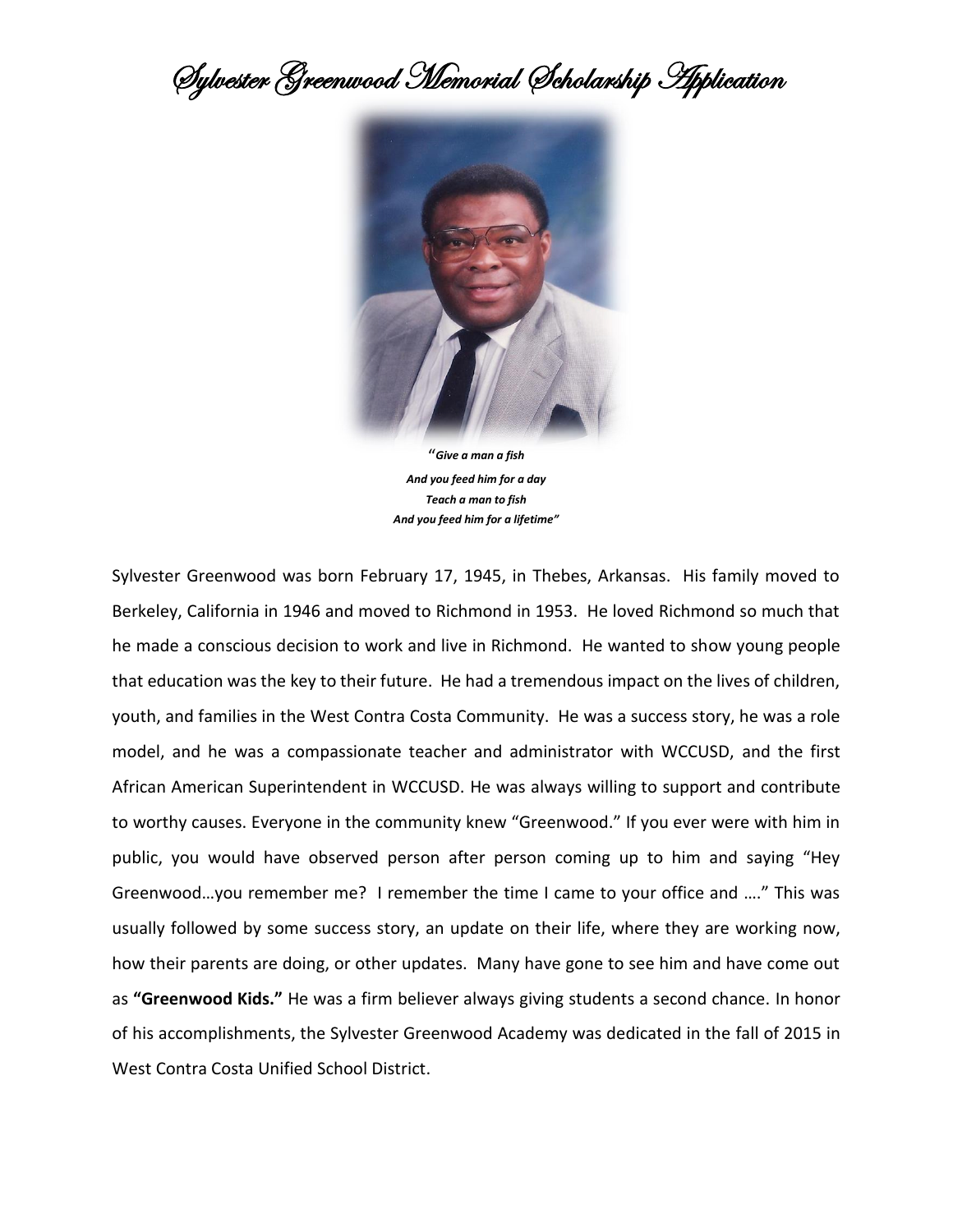# Sylvester Greenwood Memorial Scholarship Application

*"Give a man a fish*
*And you feed him for a day*
*Teach a man to fish*
*And you feed him for a lifetime"*

Sylvester Greenwood was born February 17, 1945, in Thebes, Arkansas. His family moved to Berkeley, California in 1946 and moved to Richmond in 1953. He loved Richmond so much that he made a conscious decision to work and live in Richmond. He wanted to show young people that education was the key to their future. He had a tremendous impact on the lives of children, youth, and families in the West Contra Costa Community. He was a success story, he was a role model, and he was a compassionate teacher and administrator with WCCUSD, and the first African American Superintendent in WCCUSD. He was always willing to support and contribute to worthy causes. Everyone in the community knew "Greenwood." If you ever were with him in public, you would have observed person after person coming up to him and saying "Hey Greenwood…you remember me? I remember the time I came to your office and …." This was usually followed by some success story, an update on their life, where they are working now, how their parents are doing, or other updates. Many have gone to see him and have come out as **"Greenwood Kids."** He was a firm believer always giving students a second chance. In honor of his accomplishments, the Sylvester Greenwood Academy was dedicated in the fall of 2015 in West Contra Costa Unified School District.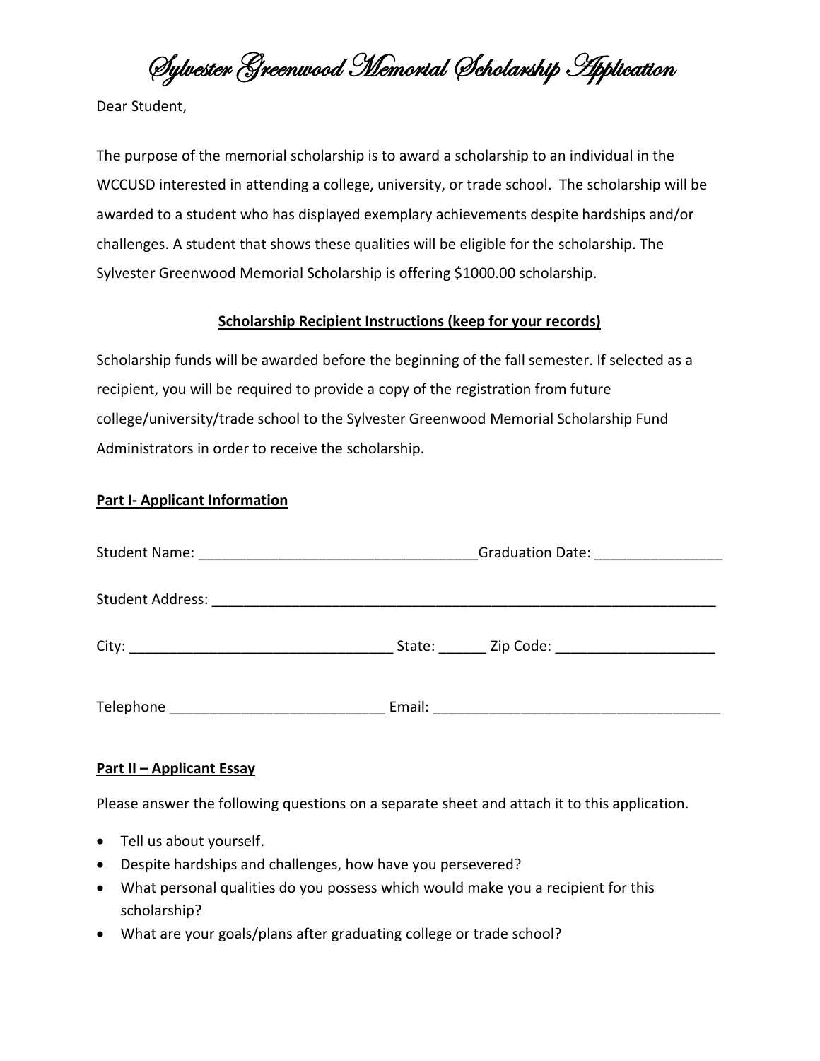# Sylvester Greenwood Memorial Scholarship Application

Dear Student,

The purpose of the memorial scholarship is to award a scholarship to an individual in the WCCUSD interested in attending a college, university, or trade school. The scholarship will be awarded to a student who has displayed exemplary achievements despite hardships and/or challenges. A student that shows these qualities will be eligible for the scholarship. The Sylvester Greenwood Memorial Scholarship is offering $1000.00 scholarship.

**Scholarship Recipient Instructions (keep for your records)**

Scholarship funds will be awarded before the beginning of the fall semester. If selected as a recipient, you will be required to provide a copy of the registration from future college/university/trade school to the Sylvester Greenwood Memorial Scholarship Fund Administrators in order to receive the scholarship.

**Part I- Applicant Information**

Student Name: ___________________________________Graduation Date: ________________

Student Address: ____________________________________________________________________

City: _________________________________ State: ______ Zip Code: ____________________

Telephone ___________________________ Email: ____________________________________

**Part II – Applicant Essay**

Please answer the following questions on a separate sheet and attach it to this application.

- Tell us about yourself.
- Despite hardships and challenges, how have you persevered?
- What personal qualities do you possess which would make you a recipient for this scholarship?
- What are your goals/plans after graduating college or trade school?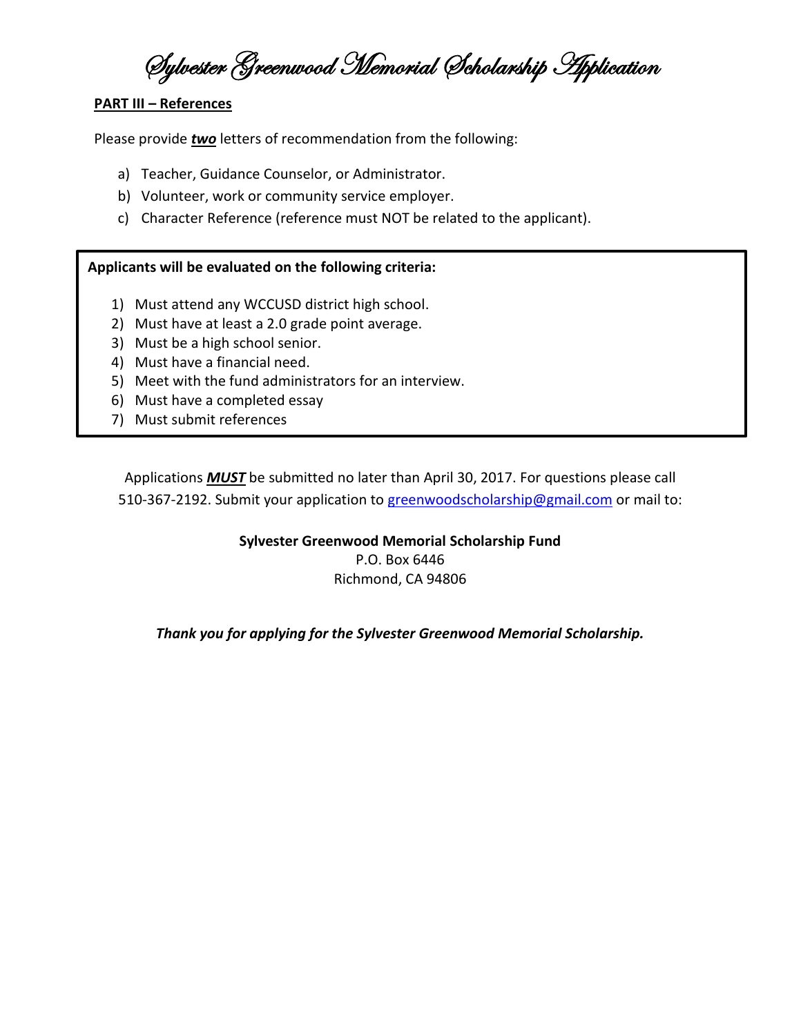# Sylvester Greenwood Memorial Scholarship Application

**PART III – References**

Please provide ***two*** letters of recommendation from the following:

a) Teacher, Guidance Counselor, or Administrator.
b) Volunteer, work or community service employer.
c) Character Reference (reference must NOT be related to the applicant).

**Applicants will be evaluated on the following criteria:**

1) Must attend any WCCUSD district high school.
2) Must have at least a 2.0 grade point average.
3) Must be a high school senior.
4) Must have a financial need.
5) Meet with the fund administrators for an interview.
6) Must have a completed essay
7) Must submit references

Applications ***MUST*** be submitted no later than April 30, 2017. For questions please call 510-367-2192. Submit your application to greenwoodscholarship@gmail.com or mail to:

**Sylvester Greenwood Memorial Scholarship Fund**
P.O. Box 6446
Richmond, CA 94806

***Thank you for applying for the Sylvester Greenwood Memorial Scholarship.***